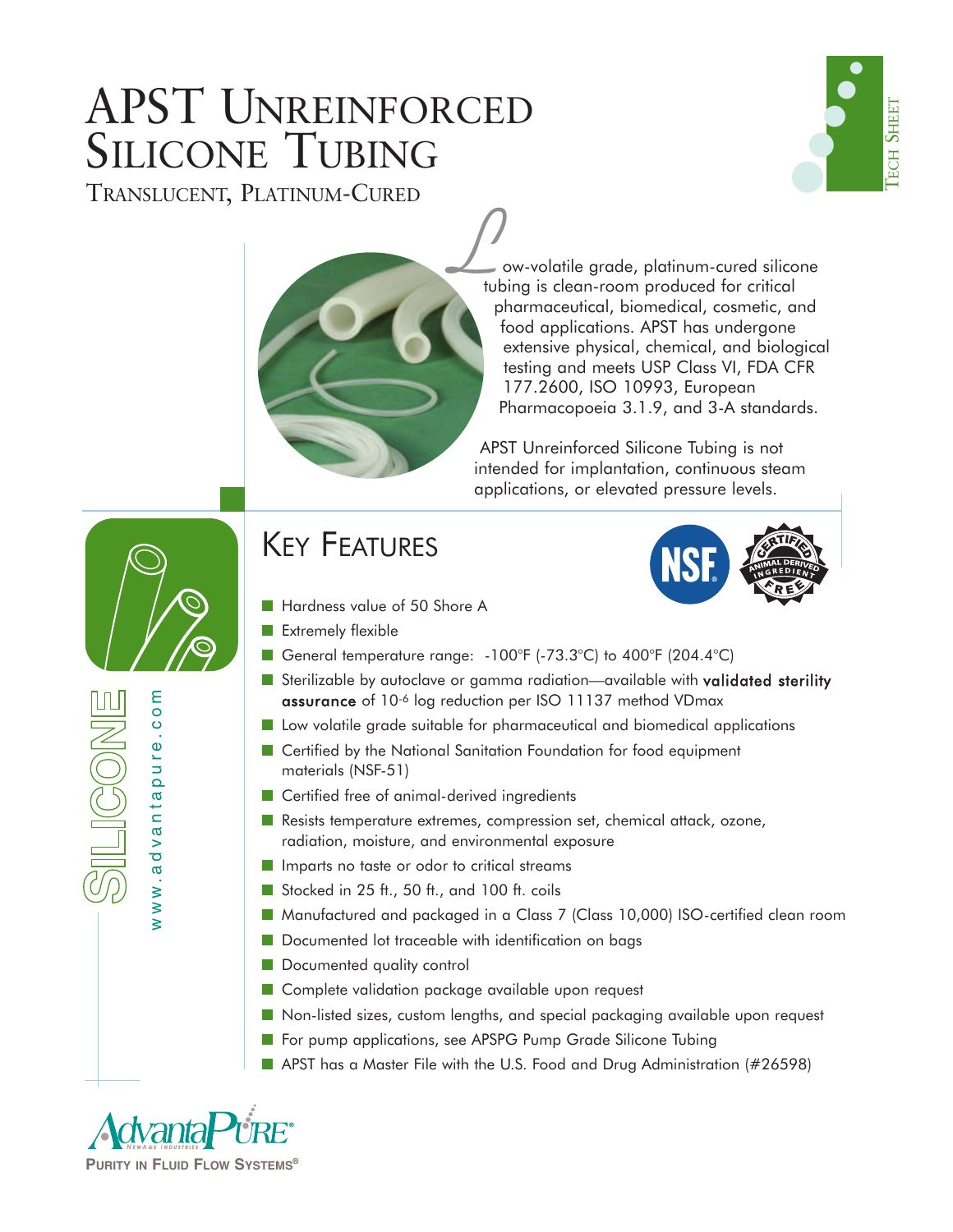# APST Unreinforced Silicone Tubing

Translucent, Platinum-Cured

Tech Sheet

Low-volatile grade, platinum-cured silicone tubing is clean-room produced for critical pharmaceutical, biomedical, cosmetic, and food applications. APST has undergone extensive physical, chemical, and biological testing and meets USP Class VI, FDA CFR 177.2600, ISO 10993, European Pharmacopoeia 3.1.9, and 3-A standards.

APST Unreinforced Silicone Tubing is not intended for implantation, continuous steam applications, or elevated pressure levels.

SILICONE

www.advantapure.com

## Key Features

- Hardness value of 50 Shore A
- Extremely flexible
- General temperature range: -100°F (-73.3°C) to 400°F (204.4°C)
- Sterilizable by autoclave or gamma radiation—available with **validated sterility assurance** of $10^{-6}$ log reduction per ISO 11137 method VDmax
- Low volatile grade suitable for pharmaceutical and biomedical applications
- Certified by the National Sanitation Foundation for food equipment materials (NSF-51)
- Certified free of animal-derived ingredients
- Resists temperature extremes, compression set, chemical attack, ozone, radiation, moisture, and environmental exposure
- Imparts no taste or odor to critical streams
- Stocked in 25 ft., 50 ft., and 100 ft. coils
- Manufactured and packaged in a Class 7 (Class 10,000) ISO-certified clean room
- Documented lot traceable with identification on bags
- Documented quality control
- Complete validation package available upon request
- Non-listed sizes, custom lengths, and special packaging available upon request
- For pump applications, see APSPG Pump Grade Silicone Tubing
- APST has a Master File with the U.S. Food and Drug Administration (#26598)

AdvantaPure® NewAge Industries

Purity in Fluid Flow Systems®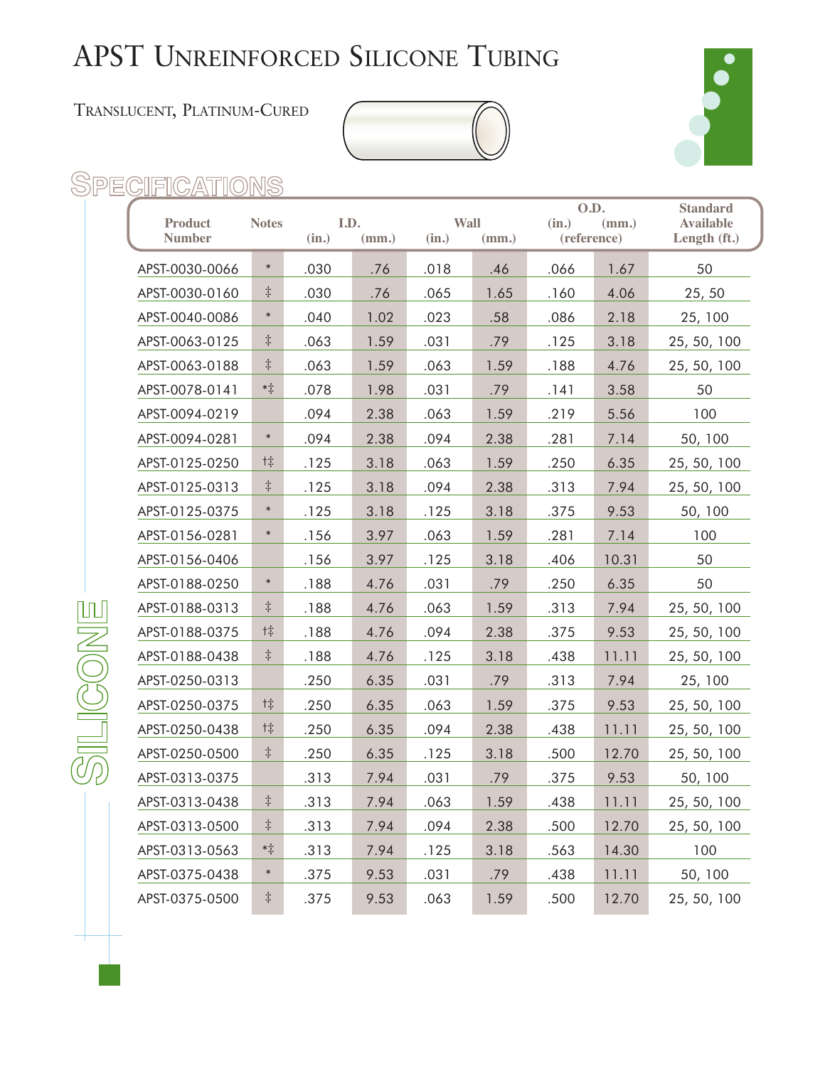# APST Unreinforced Silicone Tubing

Translucent, Platinum-Cured

## Specifications

| Product Number | Notes | I.D. (in.) | I.D. (mm.) | Wall (in.) | Wall (mm.) | O.D. (in.) (reference) | O.D. (mm.) (reference) | Standard Available Length (ft.) |
|---|---|---|---|---|---|---|---|---|
| APST-0030-0066 | * | .030 | .76 | .018 | .46 | .066 | 1.67 | 50 |
| APST-0030-0160 | ‡ | .030 | .76 | .065 | 1.65 | .160 | 4.06 | 25, 50 |
| APST-0040-0086 | * | .040 | 1.02 | .023 | .58 | .086 | 2.18 | 25, 100 |
| APST-0063-0125 | ‡ | .063 | 1.59 | .031 | .79 | .125 | 3.18 | 25, 50, 100 |
| APST-0063-0188 | ‡ | .063 | 1.59 | .063 | 1.59 | .188 | 4.76 | 25, 50, 100 |
| APST-0078-0141 | *‡ | .078 | 1.98 | .031 | .79 | .141 | 3.58 | 50 |
| APST-0094-0219 | | .094 | 2.38 | .063 | 1.59 | .219 | 5.56 | 100 |
| APST-0094-0281 | * | .094 | 2.38 | .094 | 2.38 | .281 | 7.14 | 50, 100 |
| APST-0125-0250 | †‡ | .125 | 3.18 | .063 | 1.59 | .250 | 6.35 | 25, 50, 100 |
| APST-0125-0313 | ‡ | .125 | 3.18 | .094 | 2.38 | .313 | 7.94 | 25, 50, 100 |
| APST-0125-0375 | * | .125 | 3.18 | .125 | 3.18 | .375 | 9.53 | 50, 100 |
| APST-0156-0281 | * | .156 | 3.97 | .063 | 1.59 | .281 | 7.14 | 100 |
| APST-0156-0406 | | .156 | 3.97 | .125 | 3.18 | .406 | 10.31 | 50 |
| APST-0188-0250 | * | .188 | 4.76 | .031 | .79 | .250 | 6.35 | 50 |
| APST-0188-0313 | ‡ | .188 | 4.76 | .063 | 1.59 | .313 | 7.94 | 25, 50, 100 |
| APST-0188-0375 | †‡ | .188 | 4.76 | .094 | 2.38 | .375 | 9.53 | 25, 50, 100 |
| APST-0188-0438 | ‡ | .188 | 4.76 | .125 | 3.18 | .438 | 11.11 | 25, 50, 100 |
| APST-0250-0313 | | .250 | 6.35 | .031 | .79 | .313 | 7.94 | 25, 100 |
| APST-0250-0375 | †‡ | .250 | 6.35 | .063 | 1.59 | .375 | 9.53 | 25, 50, 100 |
| APST-0250-0438 | †‡ | .250 | 6.35 | .094 | 2.38 | .438 | 11.11 | 25, 50, 100 |
| APST-0250-0500 | ‡ | .250 | 6.35 | .125 | 3.18 | .500 | 12.70 | 25, 50, 100 |
| APST-0313-0375 | | .313 | 7.94 | .031 | .79 | .375 | 9.53 | 50, 100 |
| APST-0313-0438 | ‡ | .313 | 7.94 | .063 | 1.59 | .438 | 11.11 | 25, 50, 100 |
| APST-0313-0500 | ‡ | .313 | 7.94 | .094 | 2.38 | .500 | 12.70 | 25, 50, 100 |
| APST-0313-0563 | *‡ | .313 | 7.94 | .125 | 3.18 | .563 | 14.30 | 100 |
| APST-0375-0438 | * | .375 | 9.53 | .031 | .79 | .438 | 11.11 | 50, 100 |
| APST-0375-0500 | ‡ | .375 | 9.53 | .063 | 1.59 | .500 | 12.70 | 25, 50, 100 |

Silicone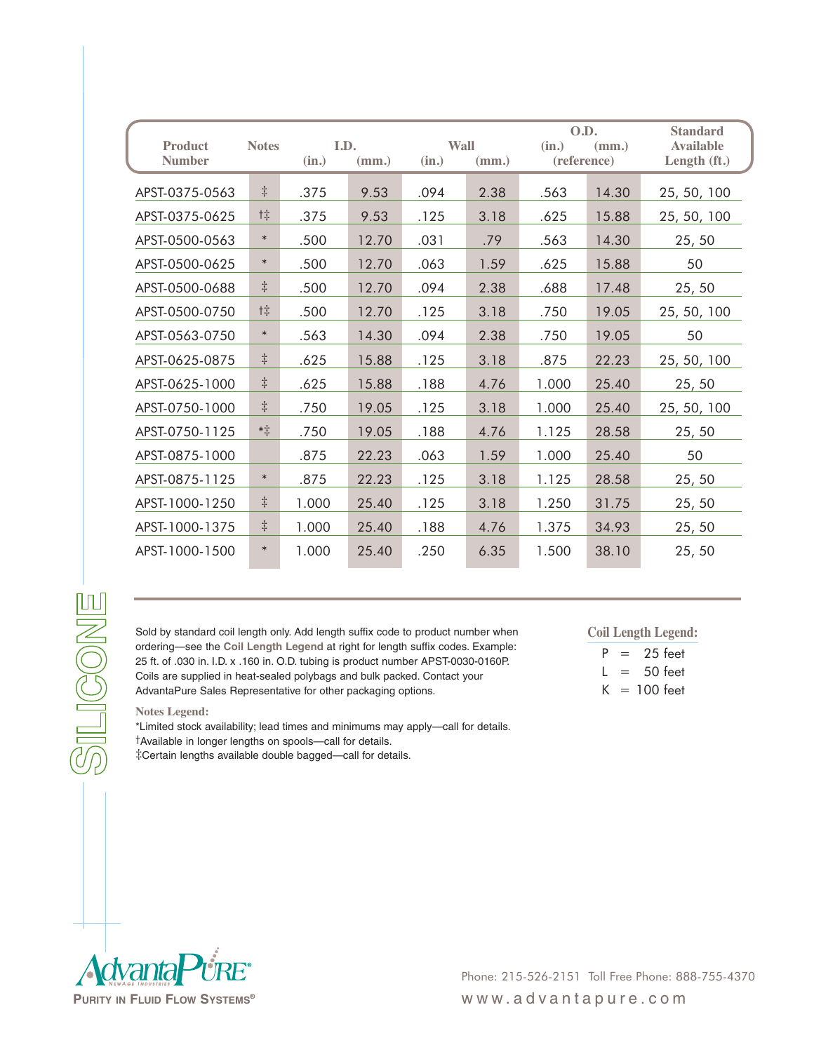| Product Number | Notes | I.D. (in.) | I.D. (mm.) | Wall (in.) | Wall (mm.) | O.D. (in.) (reference) | O.D. (mm.) (reference) | Standard Available Length (ft.) |
|---|---|---|---|---|---|---|---|---|
| APST-0375-0563 | ‡ | .375 | 9.53 | .094 | 2.38 | .563 | 14.30 | 25, 50, 100 |
| APST-0375-0625 | †‡ | .375 | 9.53 | .125 | 3.18 | .625 | 15.88 | 25, 50, 100 |
| APST-0500-0563 | * | .500 | 12.70 | .031 | .79 | .563 | 14.30 | 25, 50 |
| APST-0500-0625 | * | .500 | 12.70 | .063 | 1.59 | .625 | 15.88 | 50 |
| APST-0500-0688 | ‡ | .500 | 12.70 | .094 | 2.38 | .688 | 17.48 | 25, 50 |
| APST-0500-0750 | †‡ | .500 | 12.70 | .125 | 3.18 | .750 | 19.05 | 25, 50, 100 |
| APST-0563-0750 | * | .563 | 14.30 | .094 | 2.38 | .750 | 19.05 | 50 |
| APST-0625-0875 | ‡ | .625 | 15.88 | .125 | 3.18 | .875 | 22.23 | 25, 50, 100 |
| APST-0625-1000 | ‡ | .625 | 15.88 | .188 | 4.76 | 1.000 | 25.40 | 25, 50 |
| APST-0750-1000 | ‡ | .750 | 19.05 | .125 | 3.18 | 1.000 | 25.40 | 25, 50, 100 |
| APST-0750-1125 | *‡ | .750 | 19.05 | .188 | 4.76 | 1.125 | 28.58 | 25, 50 |
| APST-0875-1000 | | .875 | 22.23 | .063 | 1.59 | 1.000 | 25.40 | 50 |
| APST-0875-1125 | * | .875 | 22.23 | .125 | 3.18 | 1.125 | 28.58 | 25, 50 |
| APST-1000-1250 | ‡ | 1.000 | 25.40 | .125 | 3.18 | 1.250 | 31.75 | 25, 50 |
| APST-1000-1375 | ‡ | 1.000 | 25.40 | .188 | 4.76 | 1.375 | 34.93 | 25, 50 |
| APST-1000-1500 | * | 1.000 | 25.40 | .250 | 6.35 | 1.500 | 38.10 | 25, 50 |

SILICONE

Sold by standard coil length only. Add length suffix code to product number when ordering—see the **Coil Length Legend** at right for length suffix codes. Example: 25 ft. of .030 in. I.D. x .160 in. O.D. tubing is product number APST-0030-0160P. Coils are supplied in heat-sealed polybags and bulk packed. Contact your AdvantaPure Sales Representative for other packaging options.

**Notes Legend:**

*Limited stock availability; lead times and minimums may apply—call for details.
†Available in longer lengths on spools—call for details.
‡Certain lengths available double bagged—call for details.

**Coil Length Legend:**

P = 25 feet
L = 50 feet
K = 100 feet

AdvantaPure®
NewAge Industries
PURITY IN FLUID FLOW SYSTEMS®

Phone: 215-526-2151 Toll Free Phone: 888-755-4370
www.advantapure.com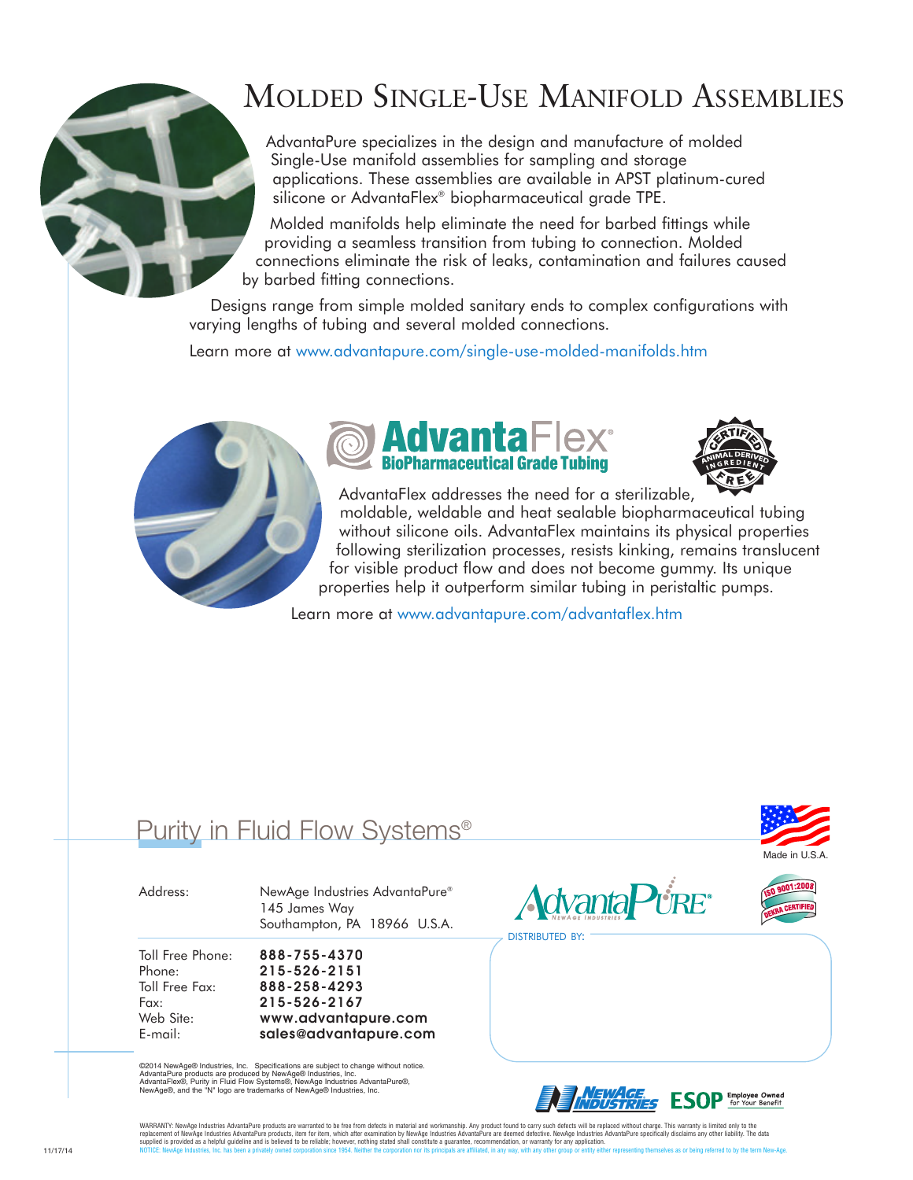# Molded Single-Use Manifold Assemblies

AdvantaPure specializes in the design and manufacture of molded Single-Use manifold assemblies for sampling and storage applications. These assemblies are available in APST platinum-cured silicone or AdvantaFlex® biopharmaceutical grade TPE.

Molded manifolds help eliminate the need for barbed fittings while providing a seamless transition from tubing to connection. Molded connections eliminate the risk of leaks, contamination and failures caused by barbed fitting connections.

Designs range from simple molded sanitary ends to complex configurations with varying lengths of tubing and several molded connections.

Learn more at www.advantapure.com/single-use-molded-manifolds.htm

## AdvantaFlex® BioPharmaceutical Grade Tubing

CERTIFIED ANIMAL DERIVED INGREDIENT FREE

AdvantaFlex addresses the need for a sterilizable, moldable, weldable and heat sealable biopharmaceutical tubing without silicone oils. AdvantaFlex maintains its physical properties following sterilization processes, resists kinking, remains translucent for visible product flow and does not become gummy. Its unique properties help it outperform similar tubing in peristaltic pumps.

Learn more at www.advantapure.com/advantaflex.htm

Purity in Fluid Flow Systems®

Made in U.S.A.

| | |
|---|---|
| Address: | NewAge Industries AdvantaPure® 145 James Way Southampton, PA 18966 U.S.A. |
| Toll Free Phone: | **888-755-4370** |
| Phone: | **215-526-2151** |
| Toll Free Fax: | **888-258-4293** |
| Fax: | **215-526-2167** |
| Web Site: | **www.advantapure.com** |
| E-mail: | **sales@advantapure.com** |

AdvantaPURE® NEWAGE INDUSTRIES

ISO 9001:2008 DEKRA CERTIFIED

DISTRIBUTED BY:

©2014 NewAge® Industries, Inc. Specifications are subject to change without notice.
AdvantaPure products are produced by NewAge® Industries, Inc.
AdvantaFlex®, Purity in Fluid Flow Systems®, NewAge Industries AdvantaPure®, NewAge®, and the "N" logo are trademarks of NewAge® Industries, Inc.

NEWAGE INDUSTRIES ESOP Employee Owned for Your Benefit

WARRANTY: NewAge Industries AdvantaPure products are warranted to be free from defects in material and workmanship. Any product found to carry such defects will be replaced without charge. This warranty is limited only to the replacement of NewAge Industries AdvantaPure products, item for item, which after examination by NewAge Industries AdvantaPure are deemed defective. NewAge Industries AdvantaPure specifically disclaims any other liability. The data supplied is provided as a helpful guideline and is believed to be reliable; however, nothing stated shall constitute a guarantee, recommendation, or warranty for any application.

NOTICE: NewAge Industries, Inc. has been a privately owned corporation since 1954. Neither the corporation nor its principals are affiliated, in any way, with any other group or entity either representing themselves as or being referred to by the term New-Age.

11/17/14